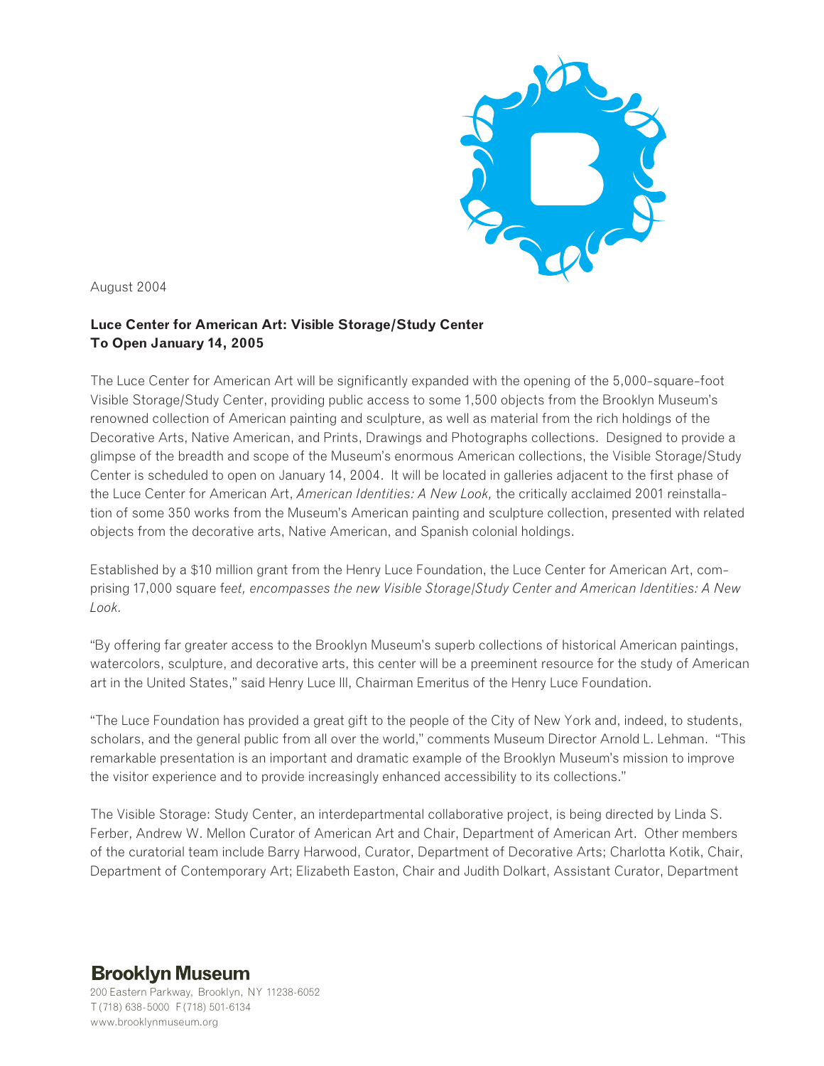August 2004

**Luce Center for American Art: Visible Storage/Study Center To Open January 14, 2005**

The Luce Center for American Art will be significantly expanded with the opening of the 5,000-square-foot Visible Storage/Study Center, providing public access to some 1,500 objects from the Brooklyn Museum's renowned collection of American painting and sculpture, as well as material from the rich holdings of the Decorative Arts, Native American, and Prints, Drawings and Photographs collections. Designed to provide a glimpse of the breadth and scope of the Museum's enormous American collections, the Visible Storage/Study Center is scheduled to open on January 14, 2004. It will be located in galleries adjacent to the first phase of the Luce Center for American Art, *American Identities: A New Look,* the critically acclaimed 2001 reinstallation of some 350 works from the Museum's American painting and sculpture collection, presented with related objects from the decorative arts, Native American, and Spanish colonial holdings.

Established by a $10 million grant from the Henry Luce Foundation, the Luce Center for American Art, comprising 17,000 square f*eet, encompasses the new Visible Storage/Study Center and American Identities: A New Look.*

"By offering far greater access to the Brooklyn Museum's superb collections of historical American paintings, watercolors, sculpture, and decorative arts, this center will be a preeminent resource for the study of American art in the United States," said Henry Luce III, Chairman Emeritus of the Henry Luce Foundation.

"The Luce Foundation has provided a great gift to the people of the City of New York and, indeed, to students, scholars, and the general public from all over the world," comments Museum Director Arnold L. Lehman. "This remarkable presentation is an important and dramatic example of the Brooklyn Museum's mission to improve the visitor experience and to provide increasingly enhanced accessibility to its collections."

The Visible Storage: Study Center, an interdepartmental collaborative project, is being directed by Linda S. Ferber, Andrew W. Mellon Curator of American Art and Chair, Department of American Art. Other members of the curatorial team include Barry Harwood, Curator, Department of Decorative Arts; Charlotta Kotik, Chair, Department of Contemporary Art; Elizabeth Easton, Chair and Judith Dolkart, Assistant Curator, Department

**Brooklyn Museum**
200 Eastern Parkway, Brooklyn, NY 11238-6052
T (718) 638-5000 F (718) 501-6134
www.brooklynmuseum.org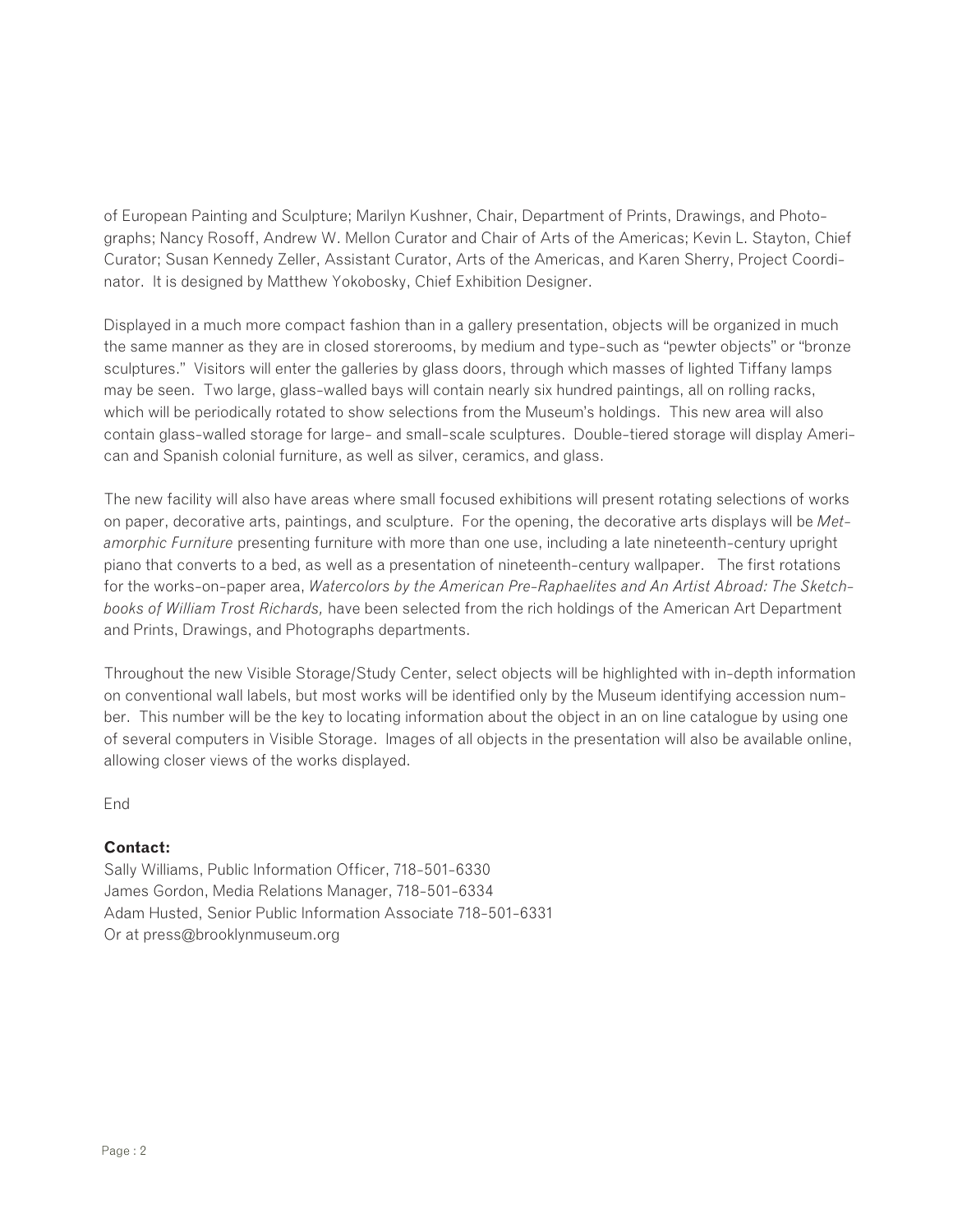of European Painting and Sculpture; Marilyn Kushner, Chair, Department of Prints, Drawings, and Photographs; Nancy Rosoff, Andrew W. Mellon Curator and Chair of Arts of the Americas; Kevin L. Stayton, Chief Curator; Susan Kennedy Zeller, Assistant Curator, Arts of the Americas, and Karen Sherry, Project Coordinator. It is designed by Matthew Yokobosky, Chief Exhibition Designer.

Displayed in a much more compact fashion than in a gallery presentation, objects will be organized in much the same manner as they are in closed storerooms, by medium and type-such as "pewter objects" or "bronze sculptures." Visitors will enter the galleries by glass doors, through which masses of lighted Tiffany lamps may be seen. Two large, glass-walled bays will contain nearly six hundred paintings, all on rolling racks, which will be periodically rotated to show selections from the Museum's holdings. This new area will also contain glass-walled storage for large- and small-scale sculptures. Double-tiered storage will display American and Spanish colonial furniture, as well as silver, ceramics, and glass.

The new facility will also have areas where small focused exhibitions will present rotating selections of works on paper, decorative arts, paintings, and sculpture. For the opening, the decorative arts displays will be *Metamorphic Furniture* presenting furniture with more than one use, including a late nineteenth-century upright piano that converts to a bed, as well as a presentation of nineteenth-century wallpaper. The first rotations for the works-on-paper area, *Watercolors by the American Pre-Raphaelites and An Artist Abroad: The Sketchbooks of William Trost Richards,* have been selected from the rich holdings of the American Art Department and Prints, Drawings, and Photographs departments.

Throughout the new Visible Storage/Study Center, select objects will be highlighted with in-depth information on conventional wall labels, but most works will be identified only by the Museum identifying accession number. This number will be the key to locating information about the object in an on line catalogue by using one of several computers in Visible Storage. Images of all objects in the presentation will also be available online, allowing closer views of the works displayed.

End

**Contact:**
Sally Williams, Public Information Officer, 718-501-6330
James Gordon, Media Relations Manager, 718-501-6334
Adam Husted, Senior Public Information Associate 718-501-6331
Or at press@brooklynmuseum.org